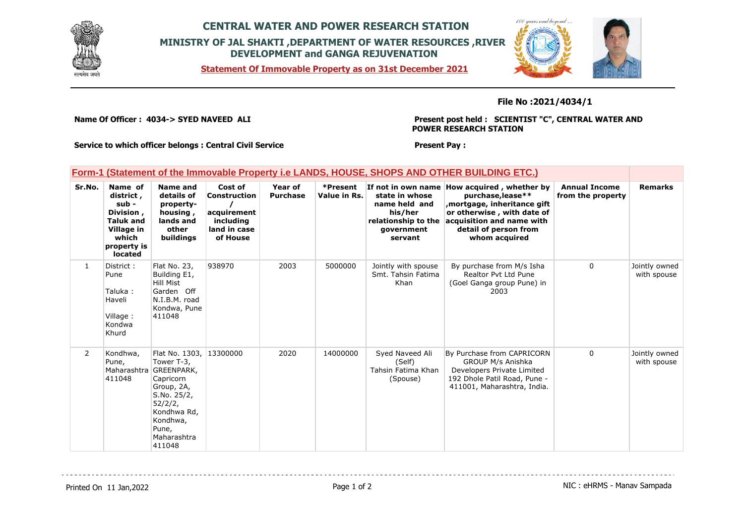# CENTRAL WATER AND POWER RESEARCH STATION

## MINISTRY OF JAL SHAKTI ,DEPARTMENT OF WATER RESOURCES ,RIVER DEVELOPMENT and GANGA REJUVENATION

**Statement Of Immovable Property as on 31st December 2021**

**File No :2021/4034/1**

**Name Of Officer : 4034-> SYED NAVEED ALI**

**Present post held : SCIENTIST "C", CENTRAL WATER AND POWER RESEARCH STATION**

**Service to which officer belongs : Central Civil Service**

**Present Pay :**

### Form-1 (Statement of the Immovable Property i.e LANDS, HOUSE, SHOPS AND OTHER BUILDING ETC.)

| Sr.No. | Name of district , sub - Division , Taluk and Village in which property is located | Name and details of property-housing , lands and other buildings | Cost of Construction / acquirement including land in case of House | Year of Purchase | *Present Value in Rs. | If not in own name state in whose name held and his/her relationship to the government servant | How acquired , whether by purchase,lease** ,mortgage, inheritance gift or otherwise , with date of acquisition and name with detail of person from whom acquired | Annual Income from the property | Remarks |
|---|---|---|---|---|---|---|---|---|---|
| 1 | District : Pune<br>Taluka : Haveli<br>Village : Kondwa Khurd | Flat No. 23, Building E1, Hill Mist Garden Off N.I.B.M. road Kondwa, Pune 411048 | 938970 | 2003 | 5000000 | Jointly with spouse Smt. Tahsin Fatima Khan | By purchase from M/s Isha Realtor Pvt Ltd Pune (Goel Ganga group Pune) in 2003 | 0 | Jointly owned with spouse |
| 2 | Kondhwa, Pune, Maharashtra 411048 | Flat No. 1303, Tower T-3, GREENPARK, Capricorn Group, 2A, S.No. 25/2, 52/2/2, Kondhwa Rd, Kondhwa, Pune, Maharashtra 411048 | 13300000 | 2020 | 14000000 | Syed Naveed Ali (Self)<br>Tahsin Fatima Khan (Spouse) | By Purchase from CAPRICORN GROUP M/s Anishka Developers Private Limited 192 Dhole Patil Road, Pune - 411001, Maharashtra, India. | 0 | Jointly owned with spouse |

Printed On 11 Jan,2022

NIC : eHRMS - Manav Sampada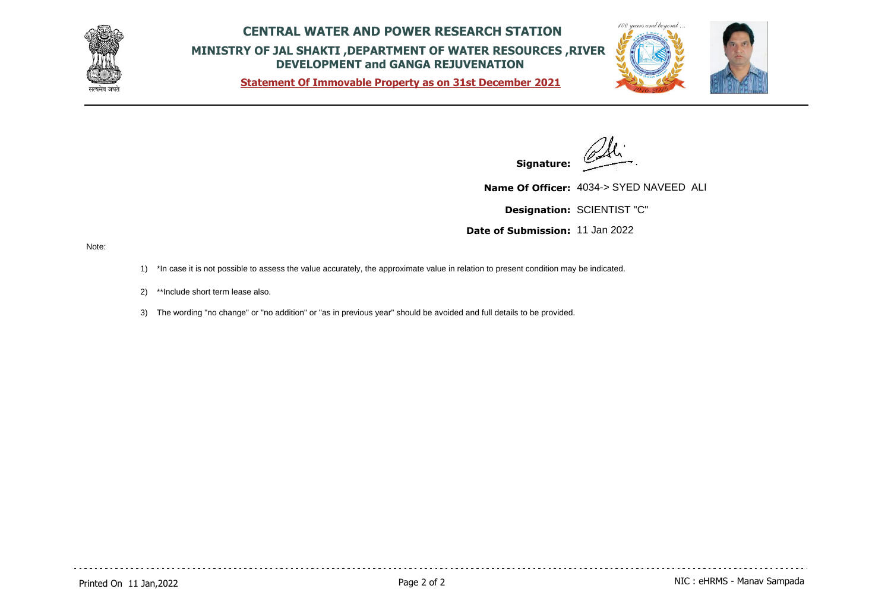# CENTRAL WATER AND POWER RESEARCH STATION

## MINISTRY OF JAL SHAKTI ,DEPARTMENT OF WATER RESOURCES ,RIVER DEVELOPMENT and GANGA REJUVENATION

**Statement Of Immovable Property as on 31st December 2021**

**Signature:**

**Name Of Officer:** 4034-> SYED NAVEED ALI

**Designation:** SCIENTIST "C"

**Date of Submission:** 11 Jan 2022

Note:

1) *In case it is not possible to assess the value accurately, the approximate value in relation to present condition may be indicated.

2) **Include short term lease also.

3) The wording "no change" or "no addition" or "as in previous year" should be avoided and full details to be provided.